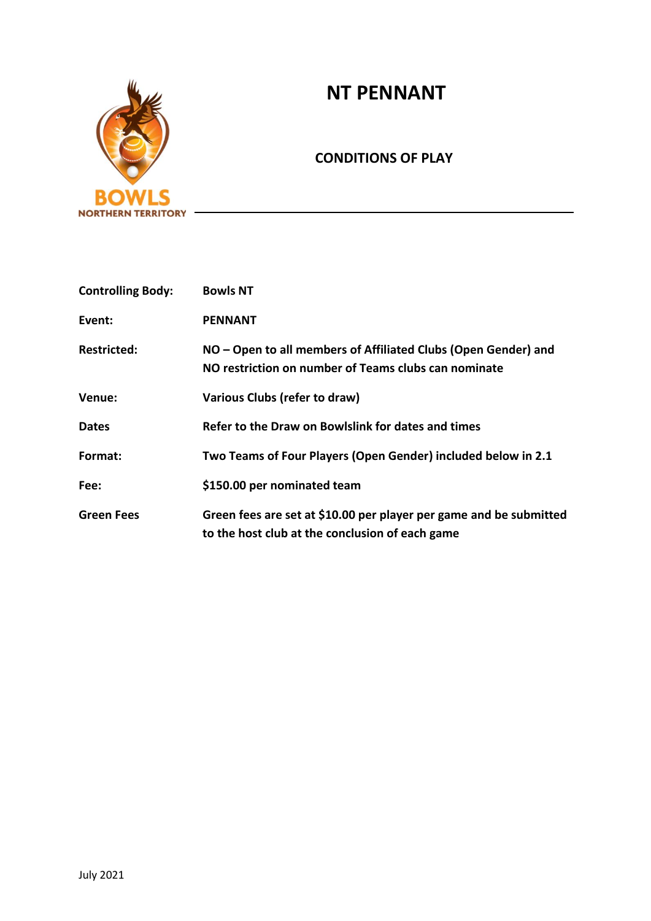# NT PENNANT

## CONDITIONS OF PLAY

| | |
|---|---|
| **Controlling Body:** | **Bowls NT** |
| **Event:** | **PENNANT** |
| **Restricted:** | **NO – Open to all members of Affiliated Clubs (Open Gender) and NO restriction on number of Teams clubs can nominate** |
| **Venue:** | **Various Clubs (refer to draw)** |
| **Dates** | **Refer to the Draw on Bowlslink for dates and times** |
| **Format:** | **Two Teams of Four Players (Open Gender) included below in 2.1** |
| **Fee:** | **$150.00 per nominated team** |
| **Green Fees** | **Green fees are set at $10.00 per player per game and be submitted to the host club at the conclusion of each game** |

July 2021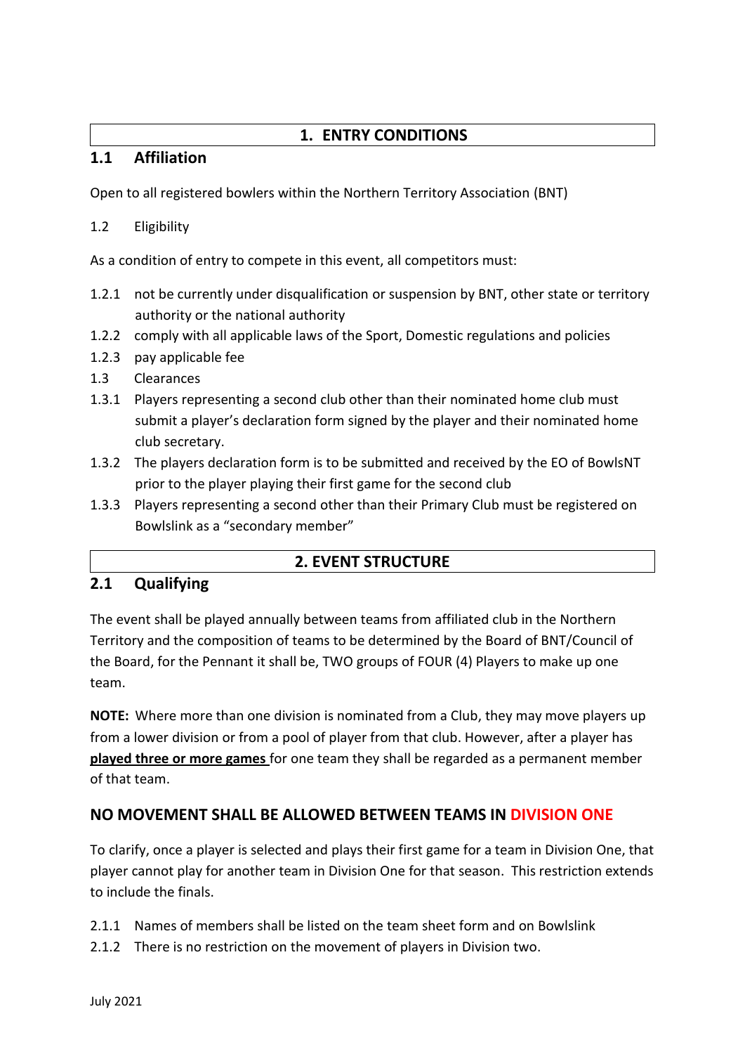## 1. ENTRY CONDITIONS

### 1.1 Affiliation

Open to all registered bowlers within the Northern Territory Association (BNT)

1.2 Eligibility

As a condition of entry to compete in this event, all competitors must:

1.2.1 not be currently under disqualification or suspension by BNT, other state or territory authority or the national authority

1.2.2 comply with all applicable laws of the Sport, Domestic regulations and policies

1.2.3 pay applicable fee

1.3 Clearances

1.3.1 Players representing a second club other than their nominated home club must submit a player's declaration form signed by the player and their nominated home club secretary.

1.3.2 The players declaration form is to be submitted and received by the EO of BowlsNT prior to the player playing their first game for the second club

1.3.3 Players representing a second other than their Primary Club must be registered on Bowlslink as a "secondary member"

## 2. EVENT STRUCTURE

### 2.1 Qualifying

The event shall be played annually between teams from affiliated club in the Northern Territory and the composition of teams to be determined by the Board of BNT/Council of the Board, for the Pennant it shall be, TWO groups of FOUR (4) Players to make up one team.

**NOTE:** Where more than one division is nominated from a Club, they may move players up from a lower division or from a pool of player from that club. However, after a player has **played three or more games** for one team they shall be regarded as a permanent member of that team.

### NO MOVEMENT SHALL BE ALLOWED BETWEEN TEAMS IN DIVISION ONE

To clarify, once a player is selected and plays their first game for a team in Division One, that player cannot play for another team in Division One for that season. This restriction extends to include the finals.

2.1.1 Names of members shall be listed on the team sheet form and on Bowlslink

2.1.2 There is no restriction on the movement of players in Division two.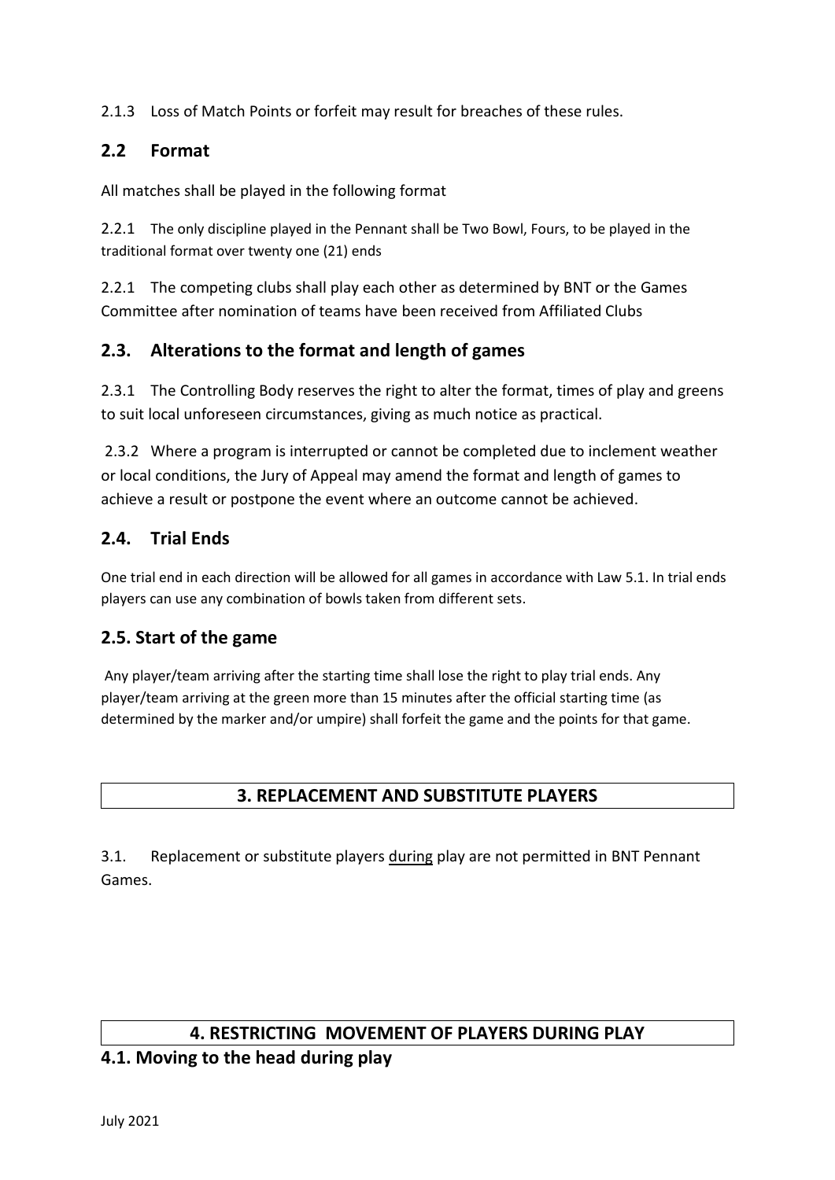2.1.3 Loss of Match Points or forfeit may result for breaches of these rules.

## 2.2 Format

All matches shall be played in the following format

2.2.1 The only discipline played in the Pennant shall be Two Bowl, Fours, to be played in the traditional format over twenty one (21) ends

2.2.1 The competing clubs shall play each other as determined by BNT or the Games Committee after nomination of teams have been received from Affiliated Clubs

## 2.3. Alterations to the format and length of games

2.3.1 The Controlling Body reserves the right to alter the format, times of play and greens to suit local unforeseen circumstances, giving as much notice as practical.

2.3.2 Where a program is interrupted or cannot be completed due to inclement weather or local conditions, the Jury of Appeal may amend the format and length of games to achieve a result or postpone the event where an outcome cannot be achieved.

## 2.4. Trial Ends

One trial end in each direction will be allowed for all games in accordance with Law 5.1. In trial ends players can use any combination of bowls taken from different sets.

## 2.5. Start of the game

Any player/team arriving after the starting time shall lose the right to play trial ends. Any player/team arriving at the green more than 15 minutes after the official starting time (as determined by the marker and/or umpire) shall forfeit the game and the points for that game.

# 3. REPLACEMENT AND SUBSTITUTE PLAYERS

3.1. Replacement or substitute players <u>during</u> play are not permitted in BNT Pennant Games.

# 4. RESTRICTING MOVEMENT OF PLAYERS DURING PLAY

## 4.1. Moving to the head during play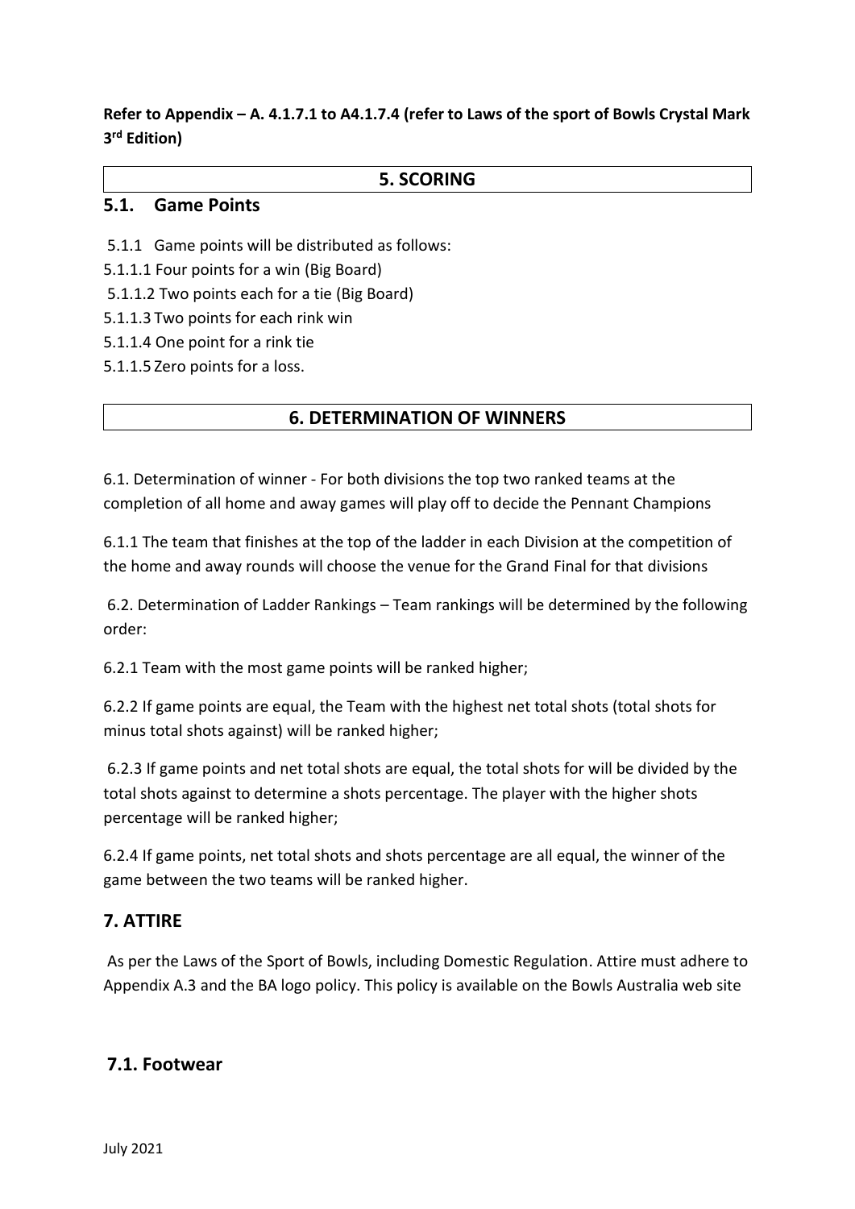**Refer to Appendix – A. 4.1.7.1 to A4.1.7.4 (refer to Laws of the sport of Bowls Crystal Mark 3rd Edition)**

## 5. SCORING

### 5.1. Game Points

5.1.1 Game points will be distributed as follows:

5.1.1.1 Four points for a win (Big Board)

5.1.1.2 Two points each for a tie (Big Board)

5.1.1.3 Two points for each rink win

5.1.1.4 One point for a rink tie

5.1.1.5 Zero points for a loss.

## 6. DETERMINATION OF WINNERS

6.1. Determination of winner - For both divisions the top two ranked teams at the completion of all home and away games will play off to decide the Pennant Champions

6.1.1 The team that finishes at the top of the ladder in each Division at the competition of the home and away rounds will choose the venue for the Grand Final for that divisions

6.2. Determination of Ladder Rankings – Team rankings will be determined by the following order:

6.2.1 Team with the most game points will be ranked higher;

6.2.2 If game points are equal, the Team with the highest net total shots (total shots for minus total shots against) will be ranked higher;

6.2.3 If game points and net total shots are equal, the total shots for will be divided by the total shots against to determine a shots percentage. The player with the higher shots percentage will be ranked higher;

6.2.4 If game points, net total shots and shots percentage are all equal, the winner of the game between the two teams will be ranked higher.

## 7. ATTIRE

As per the Laws of the Sport of Bowls, including Domestic Regulation. Attire must adhere to Appendix A.3 and the BA logo policy. This policy is available on the Bowls Australia web site

### 7.1. Footwear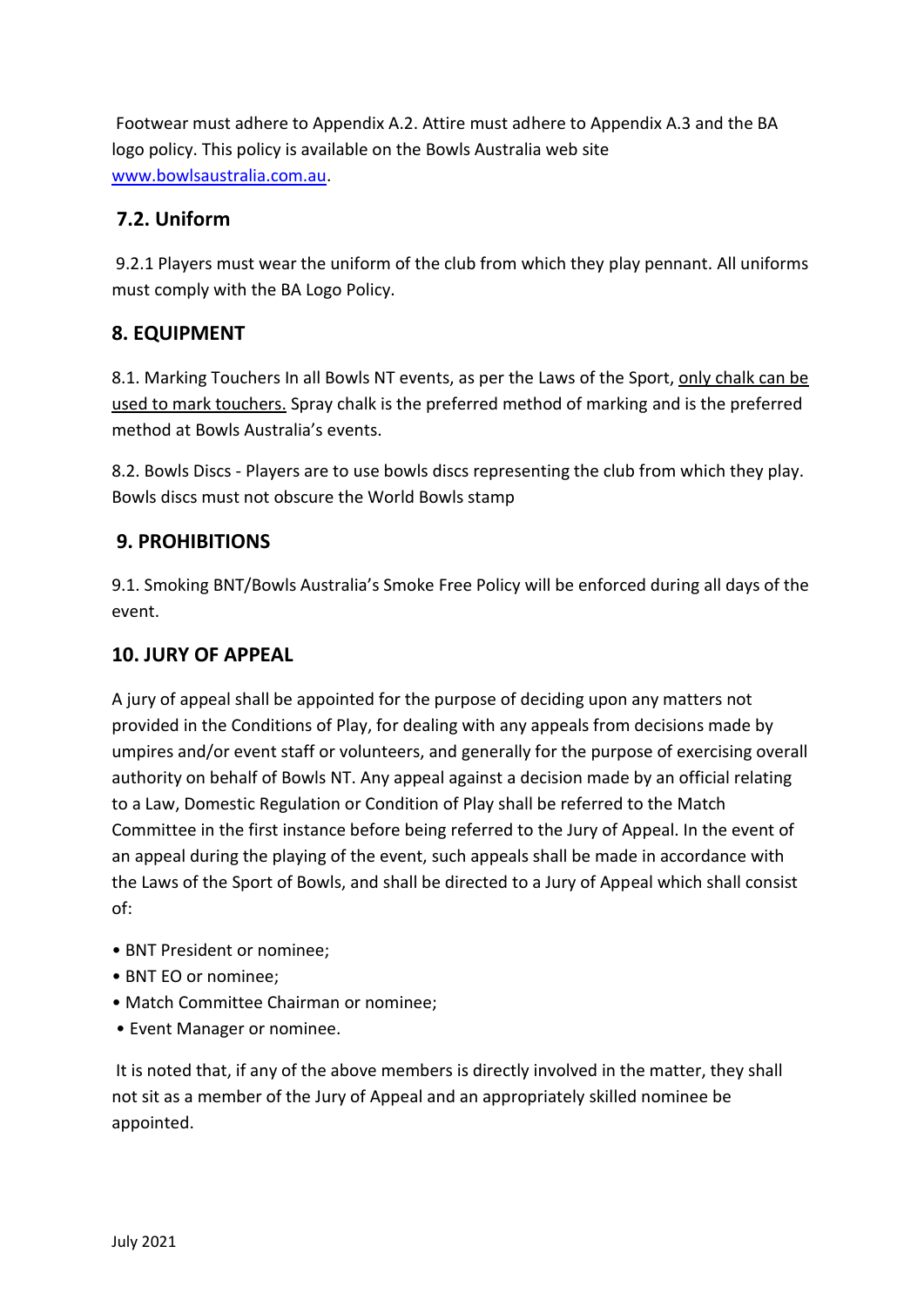Footwear must adhere to Appendix A.2. Attire must adhere to Appendix A.3 and the BA logo policy. This policy is available on the Bowls Australia web site [www.bowlsaustralia.com.au](http://www.bowlsaustralia.com.au).

## 7.2. Uniform

9.2.1 Players must wear the uniform of the club from which they play pennant. All uniforms must comply with the BA Logo Policy.

## 8. EQUIPMENT

8.1. Marking Touchers In all Bowls NT events, as per the Laws of the Sport, <u>only chalk can be used to mark touchers.</u> Spray chalk is the preferred method of marking and is the preferred method at Bowls Australia's events.

8.2. Bowls Discs - Players are to use bowls discs representing the club from which they play. Bowls discs must not obscure the World Bowls stamp

## 9. PROHIBITIONS

9.1. Smoking BNT/Bowls Australia's Smoke Free Policy will be enforced during all days of the event.

## 10. JURY OF APPEAL

A jury of appeal shall be appointed for the purpose of deciding upon any matters not provided in the Conditions of Play, for dealing with any appeals from decisions made by umpires and/or event staff or volunteers, and generally for the purpose of exercising overall authority on behalf of Bowls NT. Any appeal against a decision made by an official relating to a Law, Domestic Regulation or Condition of Play shall be referred to the Match Committee in the first instance before being referred to the Jury of Appeal. In the event of an appeal during the playing of the event, such appeals shall be made in accordance with the Laws of the Sport of Bowls, and shall be directed to a Jury of Appeal which shall consist of:

- BNT President or nominee;
- BNT EO or nominee;
- Match Committee Chairman or nominee;
- Event Manager or nominee.

It is noted that, if any of the above members is directly involved in the matter, they shall not sit as a member of the Jury of Appeal and an appropriately skilled nominee be appointed.

July 2021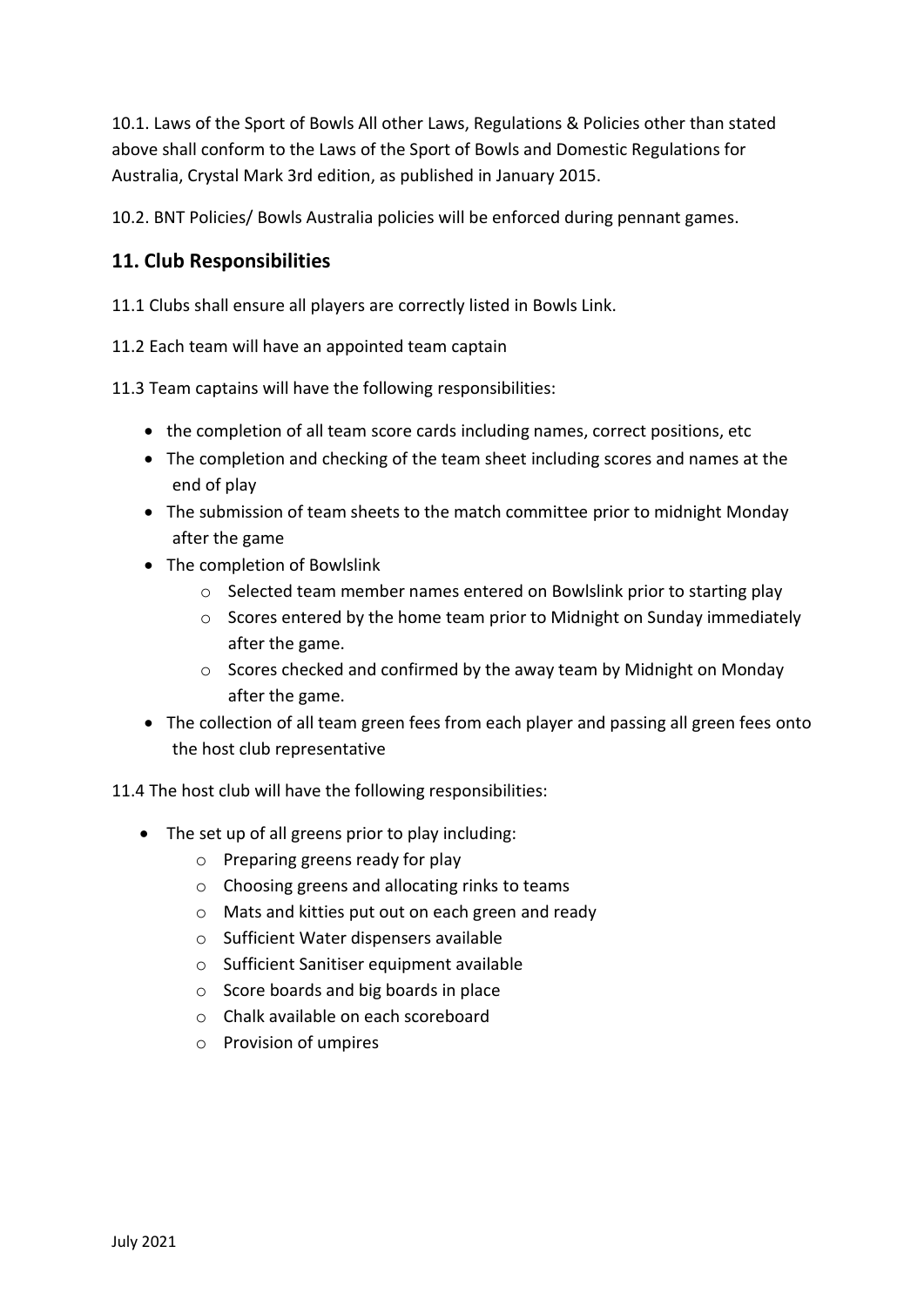10.1. Laws of the Sport of Bowls All other Laws, Regulations & Policies other than stated above shall conform to the Laws of the Sport of Bowls and Domestic Regulations for Australia, Crystal Mark 3rd edition, as published in January 2015.

10.2. BNT Policies/ Bowls Australia policies will be enforced during pennant games.

## 11. Club Responsibilities

11.1 Clubs shall ensure all players are correctly listed in Bowls Link.

11.2 Each team will have an appointed team captain

11.3 Team captains will have the following responsibilities:

- the completion of all team score cards including names, correct positions, etc
- The completion and checking of the team sheet including scores and names at the end of play
- The submission of team sheets to the match committee prior to midnight Monday after the game
- The completion of Bowlslink
  - Selected team member names entered on Bowlslink prior to starting play
  - Scores entered by the home team prior to Midnight on Sunday immediately after the game.
  - Scores checked and confirmed by the away team by Midnight on Monday after the game.
- The collection of all team green fees from each player and passing all green fees onto the host club representative

11.4 The host club will have the following responsibilities:

- The set up of all greens prior to play including:
  - Preparing greens ready for play
  - Choosing greens and allocating rinks to teams
  - Mats and kitties put out on each green and ready
  - Sufficient Water dispensers available
  - Sufficient Sanitiser equipment available
  - Score boards and big boards in place
  - Chalk available on each scoreboard
  - Provision of umpires

July 2021